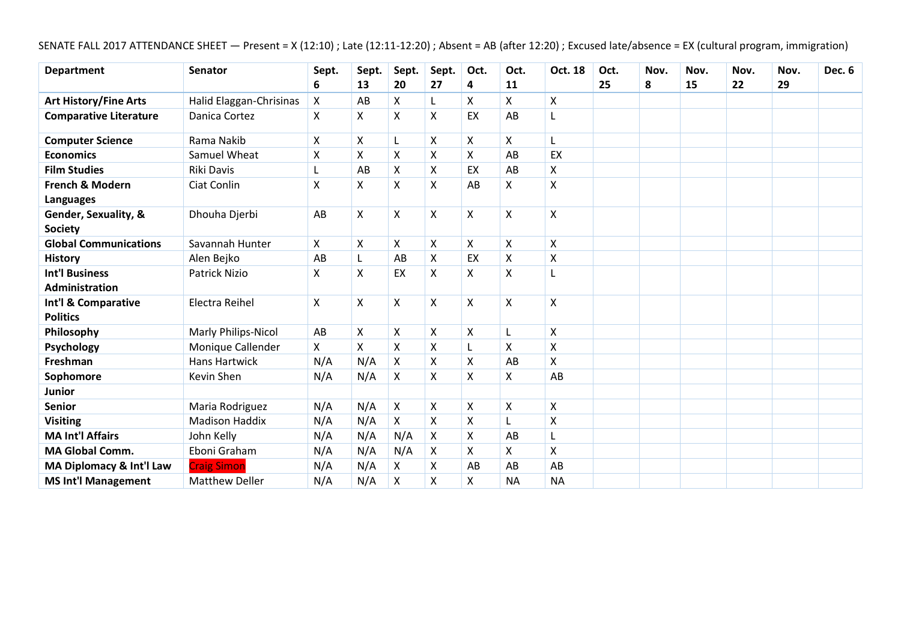SENATE FALL 2017 ATTENDANCE SHEET — Present = X (12:10) ; Late (12:11-12:20) ; Absent = AB (after 12:20) ; Excused late/absence = EX (cultural program, immigration)

| **Department** | **Senator** | **Sept. 6** | **Sept. 13** | **Sept. 20** | **Sept. 27** | **Oct. 4** | **Oct. 11** | **Oct. 18** | **Oct. 25** | **Nov. 8** | **Nov. 15** | **Nov. 22** | **Nov. 29** | **Dec. 6** |
|---|---|---|---|---|---|---|---|---|---|---|---|---|---|---|
| **Art History/Fine Arts** | Halid Elaggan-Chrisinas | X | AB | X | L | X | X | X | | | | | | |
| **Comparative Literature** | Danica Cortez | X | X | X | X | EX | AB | L | | | | | | |
| **Computer Science** | Rama Nakib | X | X | L | X | X | X | L | | | | | | |
| **Economics** | Samuel Wheat | X | X | X | X | X | AB | EX | | | | | | |
| **Film Studies** | Riki Davis | L | AB | X | X | EX | AB | X | | | | | | |
| **French & Modern Languages** | Ciat Conlin | X | X | X | X | AB | X | X | | | | | | |
| **Gender, Sexuality, & Society** | Dhouha Djerbi | AB | X | X | X | X | X | X | | | | | | |
| **Global Communications** | Savannah Hunter | X | X | X | X | X | X | X | | | | | | |
| **History** | Alen Bejko | AB | L | AB | X | EX | X | X | | | | | | |
| **Int'l Business Administration** | Patrick Nizio | X | X | EX | X | X | X | L | | | | | | |
| **Int'l & Comparative Politics** | Electra Reihel | X | X | X | X | X | X | X | | | | | | |
| **Philosophy** | Marly Philips-Nicol | AB | X | X | X | X | L | X | | | | | | |
| **Psychology** | Monique Callender | X | X | X | X | L | X | X | | | | | | |
| **Freshman** | Hans Hartwick | N/A | N/A | X | X | X | AB | X | | | | | | |
| **Sophomore** | Kevin Shen | N/A | N/A | X | X | X | X | AB | | | | | | |
| **Junior** | | | | | | | | | | | | | | |
| **Senior** | Maria Rodriguez | N/A | N/A | X | X | X | X | X | | | | | | |
| **Visiting** | Madison Haddix | N/A | N/A | X | X | X | L | X | | | | | | |
| **MA Int'l Affairs** | John Kelly | N/A | N/A | N/A | X | X | AB | L | | | | | | |
| **MA Global Comm.** | Eboni Graham | N/A | N/A | N/A | X | X | X | X | | | | | | |
| **MA Diplomacy & Int'l Law** | Craig Simon | N/A | N/A | X | X | AB | AB | AB | | | | | | |
| **MS Int'l Management** | Matthew Deller | N/A | N/A | X | X | X | NA | NA | | | | | | |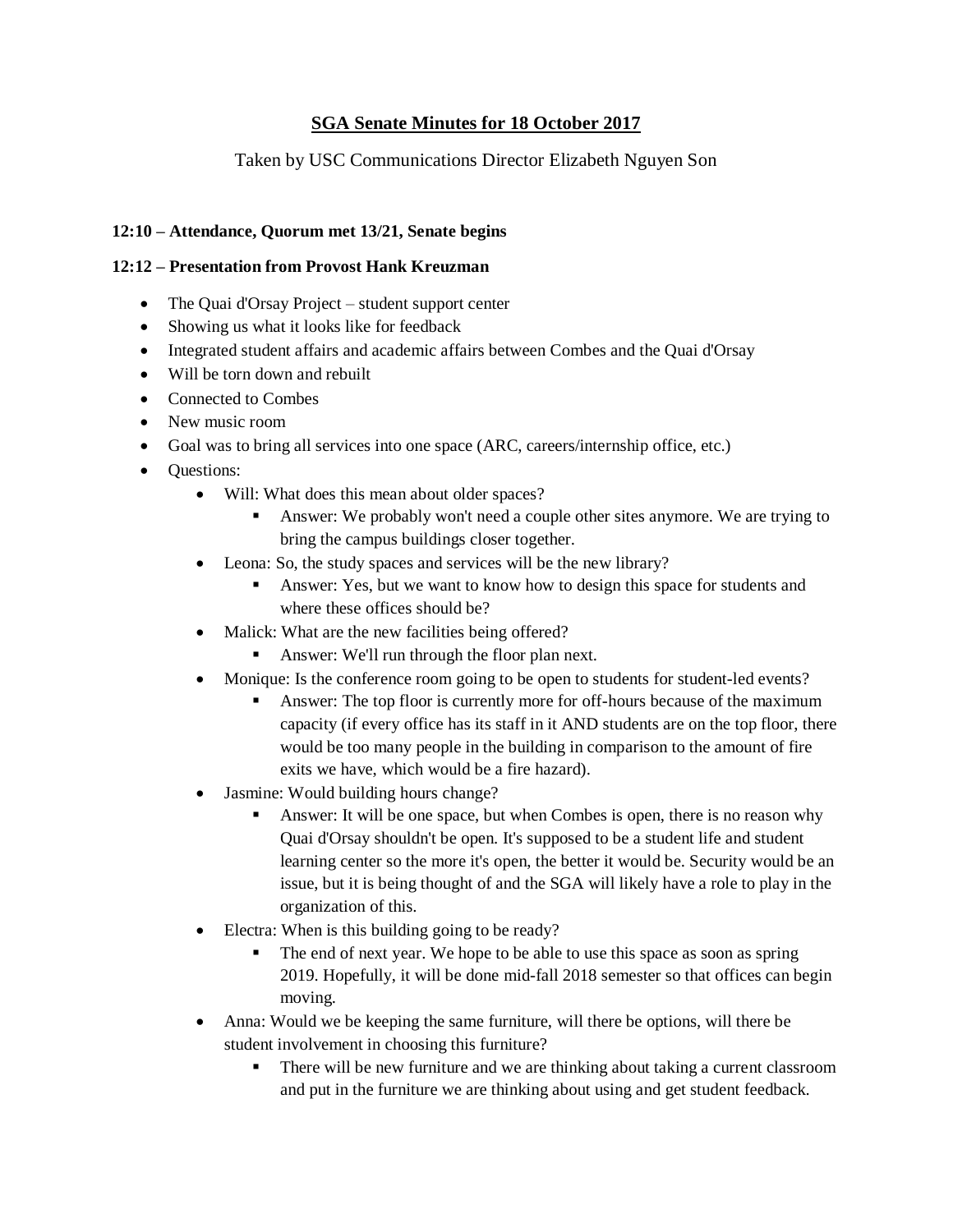# SGA Senate Minutes for 18 October 2017

Taken by USC Communications Director Elizabeth Nguyen Son

**12:10 – Attendance, Quorum met 13/21, Senate begins**

**12:12 – Presentation from Provost Hank Kreuzman**

- The Quai d'Orsay Project – student support center
- Showing us what it looks like for feedback
- Integrated student affairs and academic affairs between Combes and the Quai d'Orsay
- Will be torn down and rebuilt
- Connected to Combes
- New music room
- Goal was to bring all services into one space (ARC, careers/internship office, etc.)
- Questions:
  - Will: What does this mean about older spaces?
    - Answer: We probably won't need a couple other sites anymore. We are trying to bring the campus buildings closer together.
  - Leona: So, the study spaces and services will be the new library?
    - Answer: Yes, but we want to know how to design this space for students and where these offices should be?
  - Malick: What are the new facilities being offered?
    - Answer: We'll run through the floor plan next.
  - Monique: Is the conference room going to be open to students for student-led events?
    - Answer: The top floor is currently more for off-hours because of the maximum capacity (if every office has its staff in it AND students are on the top floor, there would be too many people in the building in comparison to the amount of fire exits we have, which would be a fire hazard).
  - Jasmine: Would building hours change?
    - Answer: It will be one space, but when Combes is open, there is no reason why Quai d'Orsay shouldn't be open. It's supposed to be a student life and student learning center so the more it's open, the better it would be. Security would be an issue, but it is being thought of and the SGA will likely have a role to play in the organization of this.
  - Electra: When is this building going to be ready?
    - The end of next year. We hope to be able to use this space as soon as spring 2019. Hopefully, it will be done mid-fall 2018 semester so that offices can begin moving.
  - Anna: Would we be keeping the same furniture, will there be options, will there be student involvement in choosing this furniture?
    - There will be new furniture and we are thinking about taking a current classroom and put in the furniture we are thinking about using and get student feedback.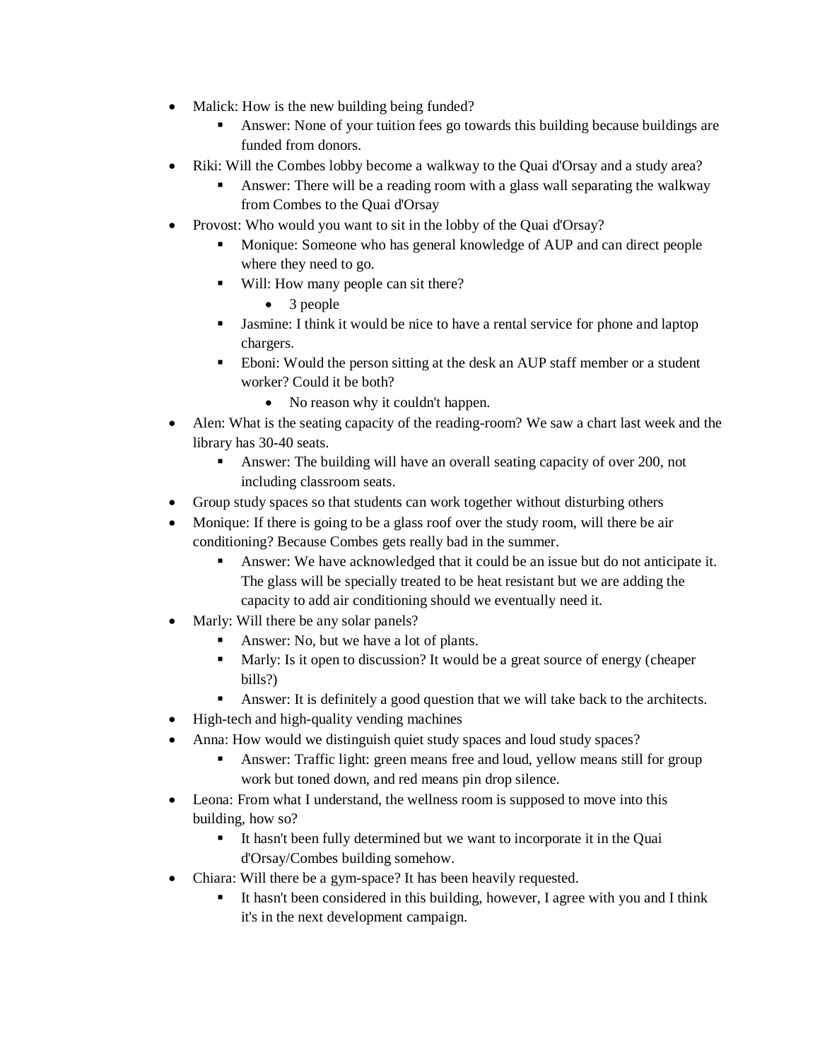- Malick: How is the new building being funded?
    - Answer: None of your tuition fees go towards this building because buildings are funded from donors.
- Riki: Will the Combes lobby become a walkway to the Quai d'Orsay and a study area?
    - Answer: There will be a reading room with a glass wall separating the walkway from Combes to the Quai d'Orsay
- Provost: Who would you want to sit in the lobby of the Quai d'Orsay?
    - Monique: Someone who has general knowledge of AUP and can direct people where they need to go.
    - Will: How many people can sit there?
        - 3 people
    - Jasmine: I think it would be nice to have a rental service for phone and laptop chargers.
    - Eboni: Would the person sitting at the desk an AUP staff member or a student worker? Could it be both?
        - No reason why it couldn't happen.
- Alen: What is the seating capacity of the reading-room? We saw a chart last week and the library has 30-40 seats.
    - Answer: The building will have an overall seating capacity of over 200, not including classroom seats.
- Group study spaces so that students can work together without disturbing others
- Monique: If there is going to be a glass roof over the study room, will there be air conditioning? Because Combes gets really bad in the summer.
    - Answer: We have acknowledged that it could be an issue but do not anticipate it. The glass will be specially treated to be heat resistant but we are adding the capacity to add air conditioning should we eventually need it.
- Marly: Will there be any solar panels?
    - Answer: No, but we have a lot of plants.
    - Marly: Is it open to discussion? It would be a great source of energy (cheaper bills?)
    - Answer: It is definitely a good question that we will take back to the architects.
- High-tech and high-quality vending machines
- Anna: How would we distinguish quiet study spaces and loud study spaces?
    - Answer: Traffic light: green means free and loud, yellow means still for group work but toned down, and red means pin drop silence.
- Leona: From what I understand, the wellness room is supposed to move into this building, how so?
    - It hasn't been fully determined but we want to incorporate it in the Quai d'Orsay/Combes building somehow.
- Chiara: Will there be a gym-space? It has been heavily requested.
    - It hasn't been considered in this building, however, I agree with you and I think it's in the next development campaign.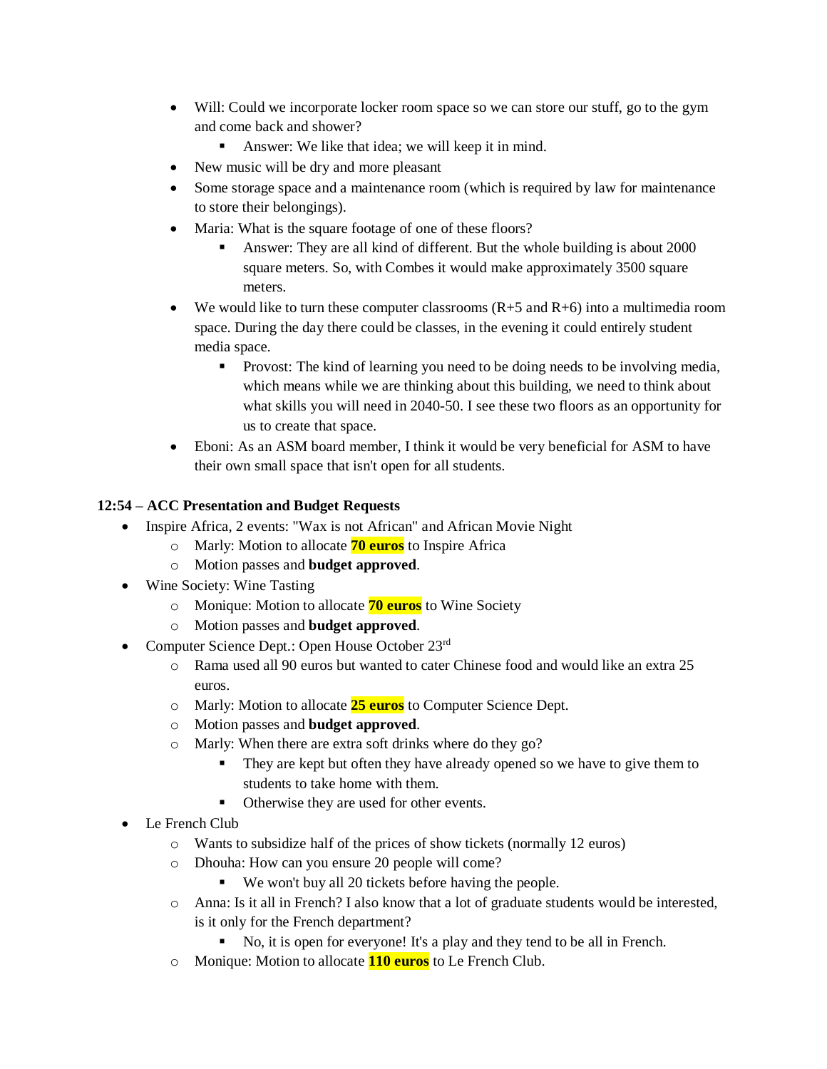- Will: Could we incorporate locker room space so we can store our stuff, go to the gym and come back and shower?
  - Answer: We like that idea; we will keep it in mind.
- New music will be dry and more pleasant
- Some storage space and a maintenance room (which is required by law for maintenance to store their belongings).
- Maria: What is the square footage of one of these floors?
  - Answer: They are all kind of different. But the whole building is about 2000 square meters. So, with Combes it would make approximately 3500 square meters.
- We would like to turn these computer classrooms (R+5 and R+6) into a multimedia room space. During the day there could be classes, in the evening it could entirely student media space.
  - Provost: The kind of learning you need to be doing needs to be involving media, which means while we are thinking about this building, we need to think about what skills you will need in 2040-50. I see these two floors as an opportunity for us to create that space.
- Eboni: As an ASM board member, I think it would be very beneficial for ASM to have their own small space that isn't open for all students.

**12:54 – ACC Presentation and Budget Requests**

- Inspire Africa, 2 events: "Wax is not African" and African Movie Night
  - Marly: Motion to allocate **70 euros** to Inspire Africa
  - Motion passes and **budget approved**.
- Wine Society: Wine Tasting
  - Monique: Motion to allocate **70 euros** to Wine Society
  - Motion passes and **budget approved**.
- Computer Science Dept.: Open House October 23rd
  - Rama used all 90 euros but wanted to cater Chinese food and would like an extra 25 euros.
  - Marly: Motion to allocate **25 euros** to Computer Science Dept.
  - Motion passes and **budget approved**.
  - Marly: When there are extra soft drinks where do they go?
    - They are kept but often they have already opened so we have to give them to students to take home with them.
    - Otherwise they are used for other events.
- Le French Club
  - Wants to subsidize half of the prices of show tickets (normally 12 euros)
  - Dhouha: How can you ensure 20 people will come?
    - We won't buy all 20 tickets before having the people.
  - Anna: Is it all in French? I also know that a lot of graduate students would be interested, is it only for the French department?
    - No, it is open for everyone! It's a play and they tend to be all in French.
  - Monique: Motion to allocate **110 euros** to Le French Club.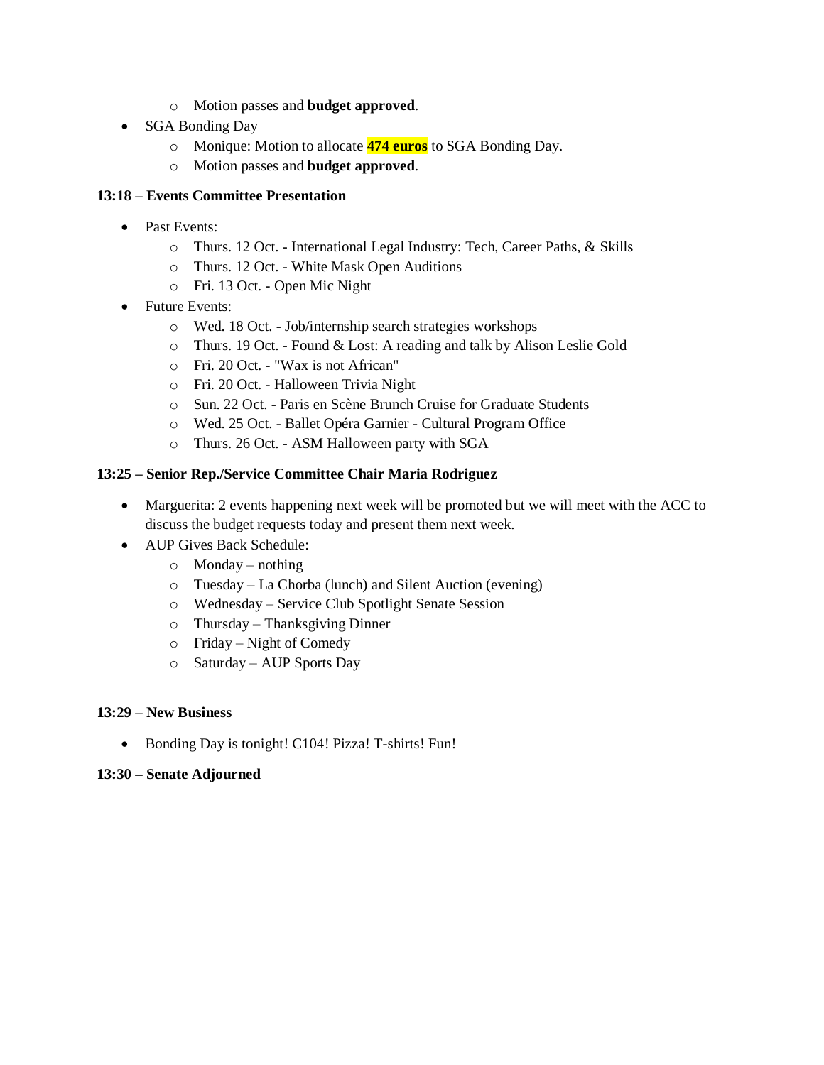- Motion passes and **budget approved**.
- SGA Bonding Day
    - Monique: Motion to allocate **474 euros** to SGA Bonding Day.
    - Motion passes and **budget approved**.

**13:18 – Events Committee Presentation**

- Past Events:
    - Thurs. 12 Oct. - International Legal Industry: Tech, Career Paths, & Skills
    - Thurs. 12 Oct. - White Mask Open Auditions
    - Fri. 13 Oct. - Open Mic Night
- Future Events:
    - Wed. 18 Oct. - Job/internship search strategies workshops
    - Thurs. 19 Oct. - Found & Lost: A reading and talk by Alison Leslie Gold
    - Fri. 20 Oct. - "Wax is not African"
    - Fri. 20 Oct. - Halloween Trivia Night
    - Sun. 22 Oct. - Paris en Scène Brunch Cruise for Graduate Students
    - Wed. 25 Oct. - Ballet Opéra Garnier - Cultural Program Office
    - Thurs. 26 Oct. - ASM Halloween party with SGA

**13:25 – Senior Rep./Service Committee Chair Maria Rodriguez**

- Marguerita: 2 events happening next week will be promoted but we will meet with the ACC to discuss the budget requests today and present them next week.
- AUP Gives Back Schedule:
    - Monday – nothing
    - Tuesday – La Chorba (lunch) and Silent Auction (evening)
    - Wednesday – Service Club Spotlight Senate Session
    - Thursday – Thanksgiving Dinner
    - Friday – Night of Comedy
    - Saturday – AUP Sports Day

**13:29 – New Business**

- Bonding Day is tonight! C104! Pizza! T-shirts! Fun!

**13:30 – Senate Adjourned**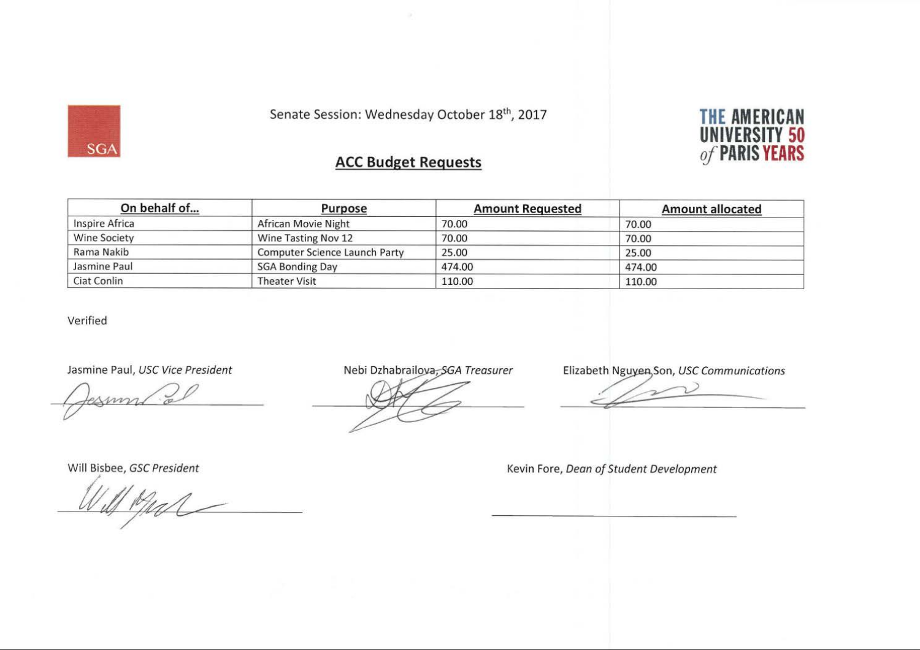SGA

Senate Session: Wednesday October 18th, 2017

THE AMERICAN UNIVERSITY of PARIS 50 YEARS

## ACC Budget Requests

| On behalf of... | Purpose | Amount Requested | Amount allocated |
|---|---|---|---|
| Inspire Africa | African Movie Night | 70.00 | 70.00 |
| Wine Society | Wine Tasting Nov 12 | 70.00 | 70.00 |
| Rama Nakib | Computer Science Launch Party | 25.00 | 25.00 |
| Jasmine Paul | SGA Bonding Day | 474.00 | 474.00 |
| Ciat Conlin | Theater Visit | 110.00 | 110.00 |

Verified

Jasmine Paul, *USC Vice President*

Nebi Dzhabrailova, *SGA Treasurer*

Elizabeth Nguyen Son, *USC Communications*

Will Bisbee, *GSC President*

Kevin Fore, *Dean of Student Development*